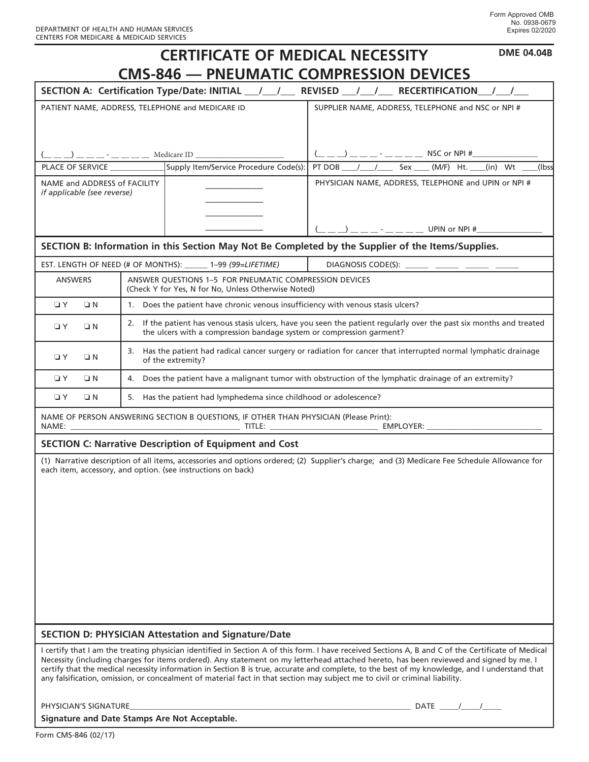DEPARTMENT OF HEALTH AND HUMAN SERVICES
CENTERS FOR MEDICARE & MEDICAID SERVICES

Form Approved OMB
No. 0938-0679
Expires 02/2020

# CERTIFICATE OF MEDICAL NECESSITY
# CMS-846 — PNEUMATIC COMPRESSION DEVICES

**DME 04.04B**

**SECTION A: Certification Type/Date: INITIAL ___/___/___ REVISED ___/___/___ RECERTIFICATION___/___/___**

| PATIENT NAME, ADDRESS, TELEPHONE and MEDICARE ID | | SUPPLIER NAME, ADDRESS, TELEPHONE and NSC or NPI # |
|---|---|---|
| (__ __ __) __ __ __ - __ __ __ __ Medicare ID ____________________ | | (__ __ __) __ __ __ - __ __ __ __ NSC or NPI #______________ |
| PLACE OF SERVICE ___________ | Supply Item/Service Procedure Code(s): | PT DOB ___/___/____ Sex ____ (M/F) Ht. ____(in) Wt ____(lbs) |
| NAME and ADDRESS of FACILITY *if applicable (see reverse)* | ____________ ____________ ____________ ____________ | PHYSICIAN NAME, ADDRESS, TELEPHONE and UPIN or NPI # (__ __ __) __ __ __ - __ __ __ __ UPIN or NPI #______________ |

**SECTION B: Information in this Section May Not Be Completed by the Supplier of the Items/Supplies.**

EST. LENGTH OF NEED (# OF MONTHS): ______ 1–99 *(99=LIFETIME)* DIAGNOSIS CODE(S): ______ ______ ______ ______

| ANSWERS | ANSWER QUESTIONS 1–5 FOR PNEUMATIC COMPRESSION DEVICES (Check Y for Yes, N for No, Unless Otherwise Noted) |
|---|---|
| ❑ Y ❑ N | 1. Does the patient have chronic venous insufficiency with venous stasis ulcers? |
| ❑ Y ❑ N | 2. If the patient has venous stasis ulcers, have you seen the patient regularly over the past six months and treated the ulcers with a compression bandage system or compression garment? |
| ❑ Y ❑ N | 3. Has the patient had radical cancer surgery or radiation for cancer that interrupted normal lymphatic drainage of the extremity? |
| ❑ Y ❑ N | 4. Does the patient have a malignant tumor with obstruction of the lymphatic drainage of an extremity? |
| ❑ Y ❑ N | 5. Has the patient had lymphedema since childhood or adolescence? |

NAME OF PERSON ANSWERING SECTION B QUESTIONS, IF OTHER THAN PHYSICIAN (Please Print):
NAME: ______________________________ TITLE: ____________________ EMPLOYER: ______________________

**SECTION C: Narrative Description of Equipment and Cost**

(1) Narrative description of all items, accessories and options ordered; (2) Supplier's charge; and (3) Medicare Fee Schedule Allowance for each item, accessory, and option. (see instructions on back)

**SECTION D: PHYSICIAN Attestation and Signature/Date**

I certify that I am the treating physician identified in Section A of this form. I have received Sections A, B and C of the Certificate of Medical Necessity (including charges for items ordered). Any statement on my letterhead attached hereto, has been reviewed and signed by me. I certify that the medical necessity information in Section B is true, accurate and complete, to the best of my knowledge, and I understand that any falsification, omission, or concealment of material fact in that section may subject me to civil or criminal liability.

PHYSICIAN'S SIGNATURE______________________________________________ DATE _____/_____/_____

**Signature and Date Stamps Are Not Acceptable.**

Form CMS-846 (02/17)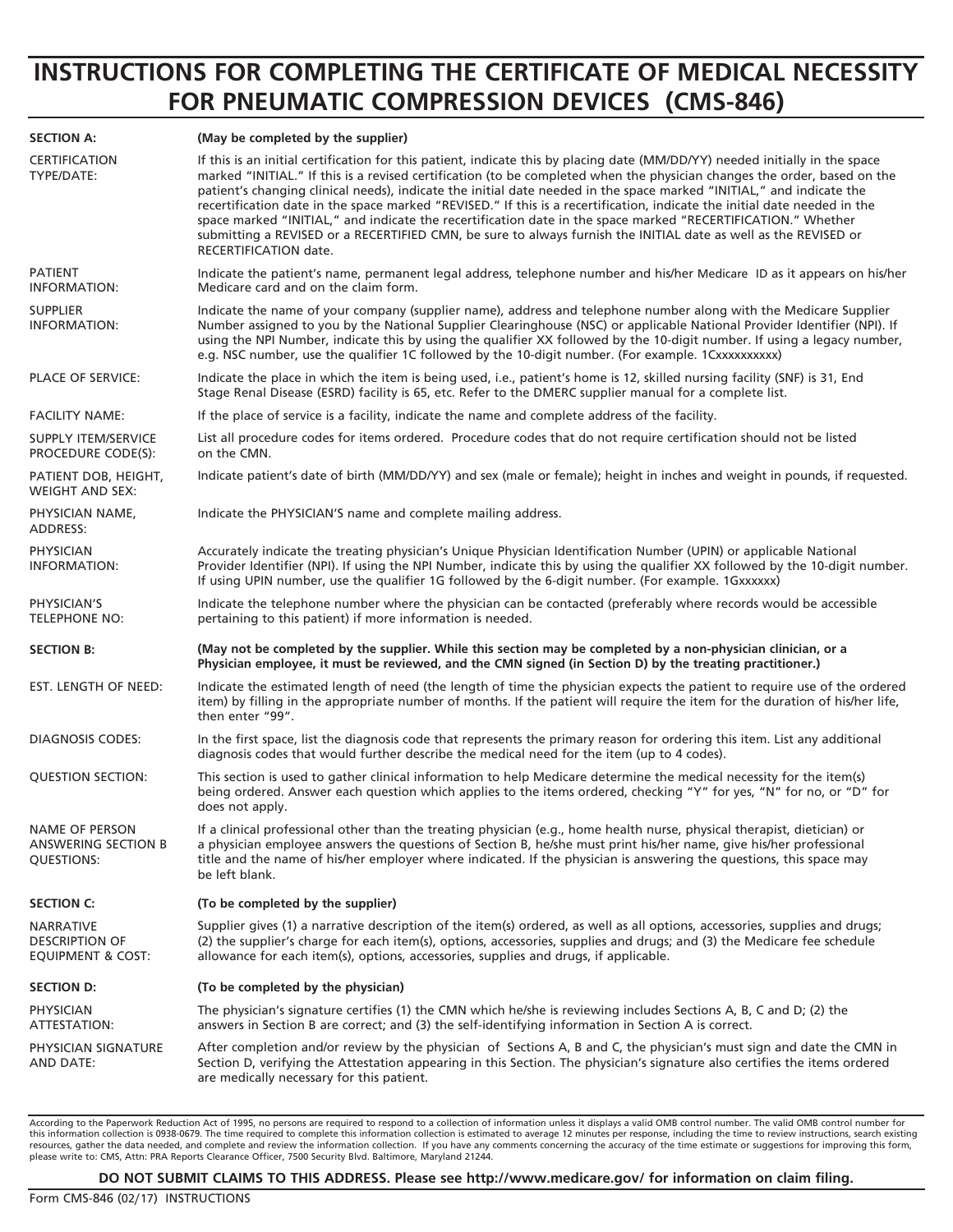# INSTRUCTIONS FOR COMPLETING THE CERTIFICATE OF MEDICAL NECESSITY FOR PNEUMATIC COMPRESSION DEVICES (CMS-846)

| | |
|---|---|
| **SECTION A:** | **(May be completed by the supplier)** |
| CERTIFICATION TYPE/DATE: | If this is an initial certification for this patient, indicate this by placing date (MM/DD/YY) needed initially in the space marked "INITIAL." If this is a revised certification (to be completed when the physician changes the order, based on the patient's changing clinical needs), indicate the initial date needed in the space marked "INITIAL," and indicate the recertification date in the space marked "REVISED." If this is a recertification, indicate the initial date needed in the space marked "INITIAL," and indicate the recertification date in the space marked "RECERTIFICATION." Whether submitting a REVISED or a RECERTIFIED CMN, be sure to always furnish the INITIAL date as well as the REVISED or RECERTIFICATION date. |
| PATIENT INFORMATION: | Indicate the patient's name, permanent legal address, telephone number and his/her Medicare ID as it appears on his/her Medicare card and on the claim form. |
| SUPPLIER INFORMATION: | Indicate the name of your company (supplier name), address and telephone number along with the Medicare Supplier Number assigned to you by the National Supplier Clearinghouse (NSC) or applicable National Provider Identifier (NPI). If using the NPI Number, indicate this by using the qualifier XX followed by the 10-digit number. If using a legacy number, e.g. NSC number, use the qualifier 1C followed by the 10-digit number. (For example. 1Cxxxxxxxxxx) |
| PLACE OF SERVICE: | Indicate the place in which the item is being used, i.e., patient's home is 12, skilled nursing facility (SNF) is 31, End Stage Renal Disease (ESRD) facility is 65, etc. Refer to the DMERC supplier manual for a complete list. |
| FACILITY NAME: | If the place of service is a facility, indicate the name and complete address of the facility. |
| SUPPLY ITEM/SERVICE PROCEDURE CODE(S): | List all procedure codes for items ordered. Procedure codes that do not require certification should not be listed on the CMN. |
| PATIENT DOB, HEIGHT, WEIGHT AND SEX: | Indicate patient's date of birth (MM/DD/YY) and sex (male or female); height in inches and weight in pounds, if requested. |
| PHYSICIAN NAME, ADDRESS: | Indicate the PHYSICIAN'S name and complete mailing address. |
| PHYSICIAN INFORMATION: | Accurately indicate the treating physician's Unique Physician Identification Number (UPIN) or applicable National Provider Identifier (NPI). If using the NPI Number, indicate this by using the qualifier XX followed by the 10-digit number. If using UPIN number, use the qualifier 1G followed by the 6-digit number. (For example. 1Gxxxxxx) |
| PHYSICIAN'S TELEPHONE NO: | Indicate the telephone number where the physician can be contacted (preferably where records would be accessible pertaining to this patient) if more information is needed. |
| **SECTION B:** | **(May not be completed by the supplier. While this section may be completed by a non-physician clinician, or a Physician employee, it must be reviewed, and the CMN signed (in Section D) by the treating practitioner.)** |
| EST. LENGTH OF NEED: | Indicate the estimated length of need (the length of time the physician expects the patient to require use of the ordered item) by filling in the appropriate number of months. If the patient will require the item for the duration of his/her life, then enter "99". |
| DIAGNOSIS CODES: | In the first space, list the diagnosis code that represents the primary reason for ordering this item. List any additional diagnosis codes that would further describe the medical need for the item (up to 4 codes). |
| QUESTION SECTION: | This section is used to gather clinical information to help Medicare determine the medical necessity for the item(s) being ordered. Answer each question which applies to the items ordered, checking "Y" for yes, "N" for no, or "D" for does not apply. |
| NAME OF PERSON ANSWERING SECTION B QUESTIONS: | If a clinical professional other than the treating physician (e.g., home health nurse, physical therapist, dietician) or a physician employee answers the questions of Section B, he/she must print his/her name, give his/her professional title and the name of his/her employer where indicated. If the physician is answering the questions, this space may be left blank. |
| **SECTION C:** | **(To be completed by the supplier)** |
| NARRATIVE DESCRIPTION OF EQUIPMENT & COST: | Supplier gives (1) a narrative description of the item(s) ordered, as well as all options, accessories, supplies and drugs; (2) the supplier's charge for each item(s), options, accessories, supplies and drugs; and (3) the Medicare fee schedule allowance for each item(s), options, accessories, supplies and drugs, if applicable. |
| **SECTION D:** | **(To be completed by the physician)** |
| PHYSICIAN ATTESTATION: | The physician's signature certifies (1) the CMN which he/she is reviewing includes Sections A, B, C and D; (2) the answers in Section B are correct; and (3) the self-identifying information in Section A is correct. |
| PHYSICIAN SIGNATURE AND DATE: | After completion and/or review by the physician of Sections A, B and C, the physician's must sign and date the CMN in Section D, verifying the Attestation appearing in this Section. The physician's signature also certifies the items ordered are medically necessary for this patient. |

According to the Paperwork Reduction Act of 1995, no persons are required to respond to a collection of information unless it displays a valid OMB control number. The valid OMB control number for this information collection is 0938-0679. The time required to complete this information collection is estimated to average 12 minutes per response, including the time to review instructions, search existing resources, gather the data needed, and complete and review the information collection. If you have any comments concerning the accuracy of the time estimate or suggestions for improving this form, please write to: CMS, Attn: PRA Reports Clearance Officer, 7500 Security Blvd. Baltimore, Maryland 21244.

**DO NOT SUBMIT CLAIMS TO THIS ADDRESS. Please see http://www.medicare.gov/ for information on claim filing.**

Form CMS-846 (02/17) INSTRUCTIONS